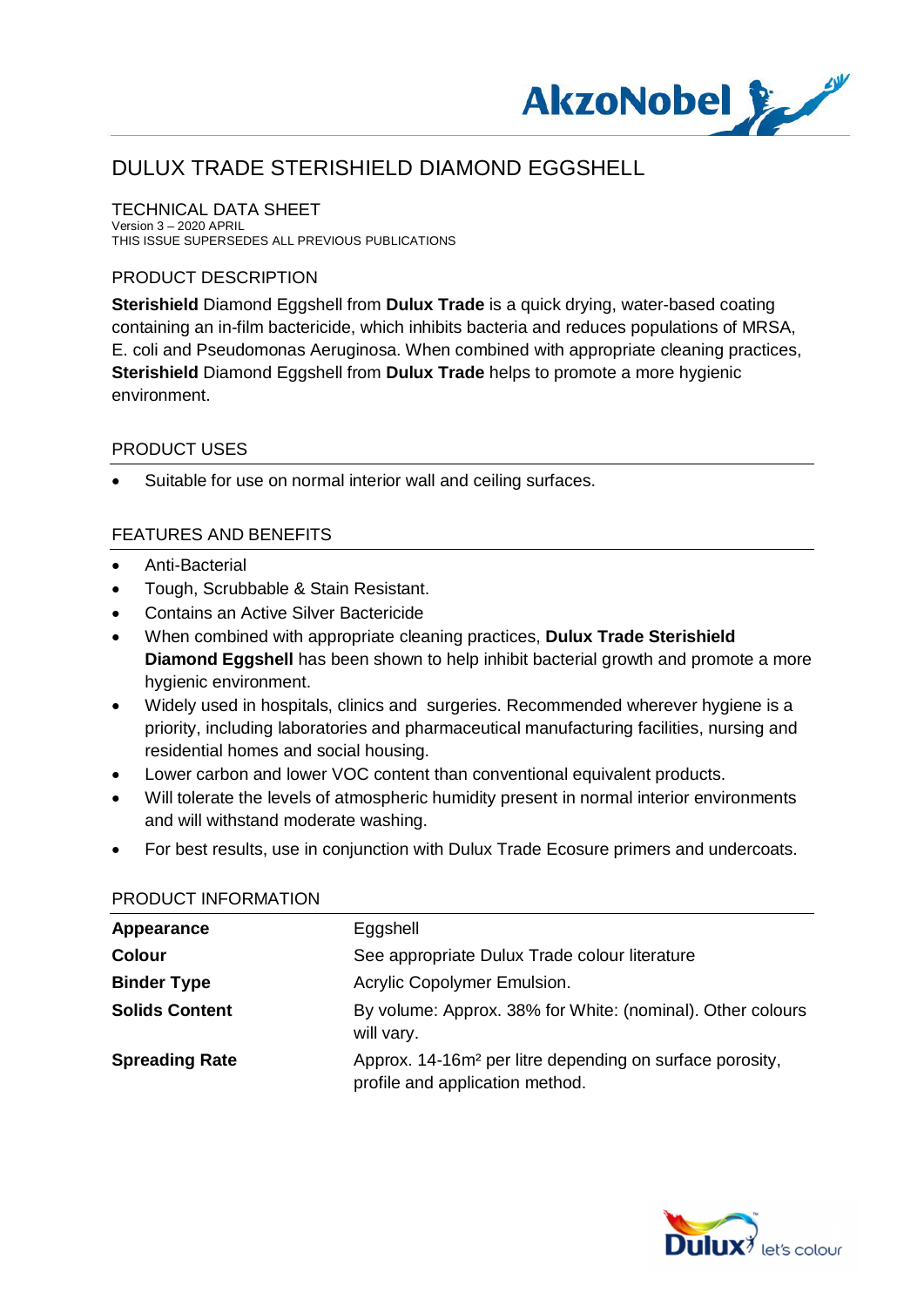# DULUX TRADE STERISHIELD DIAMOND EGGSHELL

TECHNICAL DATA SHEET
Version 3 – 2020 APRIL
THIS ISSUE SUPERSEDES ALL PREVIOUS PUBLICATIONS

## PRODUCT DESCRIPTION

**Sterishield** Diamond Eggshell from **Dulux Trade** is a quick drying, water-based coating containing an in-film bactericide, which inhibits bacteria and reduces populations of MRSA, E. coli and Pseudomonas Aeruginosa. When combined with appropriate cleaning practices, **Sterishield** Diamond Eggshell from **Dulux Trade** helps to promote a more hygienic environment.

## PRODUCT USES

- Suitable for use on normal interior wall and ceiling surfaces.

## FEATURES AND BENEFITS

- Anti-Bacterial
- Tough, Scrubbable & Stain Resistant.
- Contains an Active Silver Bactericide
- When combined with appropriate cleaning practices, **Dulux Trade Sterishield Diamond Eggshell** has been shown to help inhibit bacterial growth and promote a more hygienic environment.
- Widely used in hospitals, clinics and surgeries. Recommended wherever hygiene is a priority, including laboratories and pharmaceutical manufacturing facilities, nursing and residential homes and social housing.
- Lower carbon and lower VOC content than conventional equivalent products.
- Will tolerate the levels of atmospheric humidity present in normal interior environments and will withstand moderate washing.
- For best results, use in conjunction with Dulux Trade Ecosure primers and undercoats.

## PRODUCT INFORMATION

| | |
|---|---|
| **Appearance** | Eggshell |
| **Colour** | See appropriate Dulux Trade colour literature |
| **Binder Type** | Acrylic Copolymer Emulsion. |
| **Solids Content** | By volume: Approx. 38% for White: (nominal). Other colours will vary. |
| **Spreading Rate** | Approx. 14-16m² per litre depending on surface porosity, profile and application method. |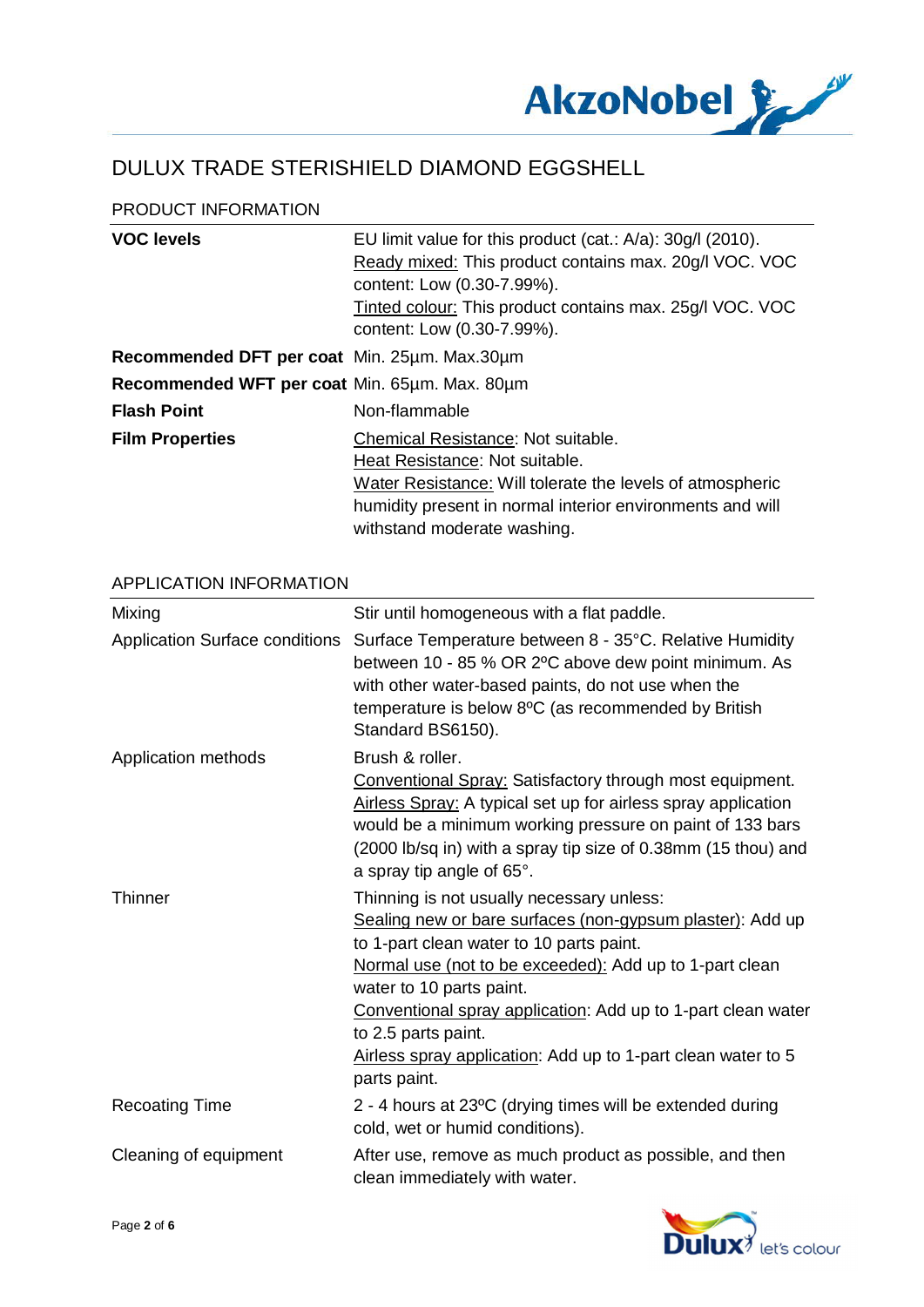# DULUX TRADE STERISHIELD DIAMOND EGGSHELL

## PRODUCT INFORMATION

| | |
|---|---|
| **VOC levels** | EU limit value for this product (cat.: A/a): 30g/l (2010). <br> Ready mixed: This product contains max. 20g/l VOC. VOC content: Low (0.30-7.99%). <br> Tinted colour: This product contains max. 25g/l VOC. VOC content: Low (0.30-7.99%). |
| **Recommended DFT per coat** | Min. 25µm. Max.30µm |
| **Recommended WFT per coat** | Min. 65µm. Max. 80µm |
| **Flash Point** | Non-flammable |
| **Film Properties** | Chemical Resistance: Not suitable. <br> Heat Resistance: Not suitable. <br> Water Resistance: Will tolerate the levels of atmospheric humidity present in normal interior environments and will withstand moderate washing. |

## APPLICATION INFORMATION

| | |
|---|---|
| Mixing | Stir until homogeneous with a flat paddle. |
| Application Surface conditions | Surface Temperature between 8 - 35°C. Relative Humidity between 10 - 85 % OR 2ºC above dew point minimum. As with other water-based paints, do not use when the temperature is below 8ºC (as recommended by British Standard BS6150). |
| Application methods | Brush & roller. <br> Conventional Spray: Satisfactory through most equipment. <br> Airless Spray: A typical set up for airless spray application would be a minimum working pressure on paint of 133 bars (2000 lb/sq in) with a spray tip size of 0.38mm (15 thou) and a spray tip angle of 65°. |
| Thinner | Thinning is not usually necessary unless: <br> Sealing new or bare surfaces (non-gypsum plaster): Add up to 1-part clean water to 10 parts paint. <br> Normal use (not to be exceeded): Add up to 1-part clean water to 10 parts paint. <br> Conventional spray application: Add up to 1-part clean water to 2.5 parts paint. <br> Airless spray application: Add up to 1-part clean water to 5 parts paint. |
| Recoating Time | 2 - 4 hours at 23ºC (drying times will be extended during cold, wet or humid conditions). |
| Cleaning of equipment | After use, remove as much product as possible, and then clean immediately with water. |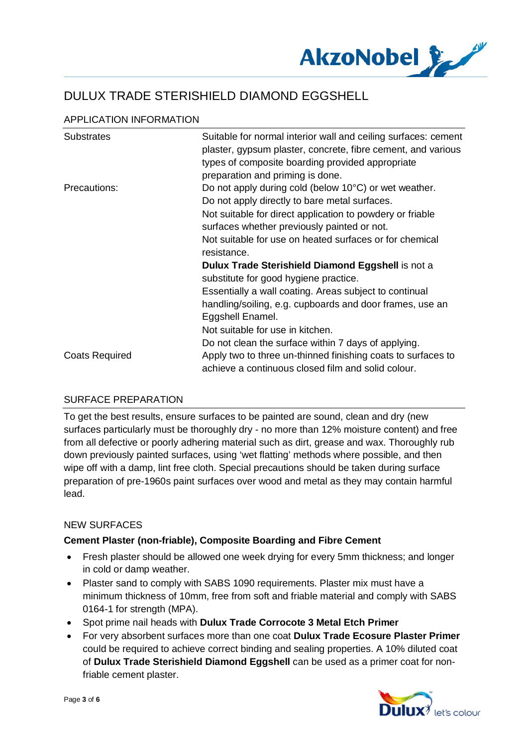# DULUX TRADE STERISHIELD DIAMOND EGGSHELL

## APPLICATION INFORMATION

| | |
|---|---|
| Substrates | Suitable for normal interior wall and ceiling surfaces: cement plaster, gypsum plaster, concrete, fibre cement, and various types of composite boarding provided appropriate preparation and priming is done. |
| Precautions: | Do not apply during cold (below 10°C) or wet weather.<br>Do not apply directly to bare metal surfaces.<br>Not suitable for direct application to powdery or friable surfaces whether previously painted or not.<br>Not suitable for use on heated surfaces or for chemical resistance.<br>**Dulux Trade Sterishield Diamond Eggshell** is not a substitute for good hygiene practice.<br>Essentially a wall coating. Areas subject to continual handling/soiling, e.g. cupboards and door frames, use an Eggshell Enamel.<br>Not suitable for use in kitchen.<br>Do not clean the surface within 7 days of applying. |
| Coats Required | Apply two to three un-thinned finishing coats to surfaces to achieve a continuous closed film and solid colour. |

## SURFACE PREPARATION

To get the best results, ensure surfaces to be painted are sound, clean and dry (new surfaces particularly must be thoroughly dry - no more than 12% moisture content) and free from all defective or poorly adhering material such as dirt, grease and wax. Thoroughly rub down previously painted surfaces, using 'wet flatting' methods where possible, and then wipe off with a damp, lint free cloth. Special precautions should be taken during surface preparation of pre-1960s paint surfaces over wood and metal as they may contain harmful lead.

## NEW SURFACES

**Cement Plaster (non-friable), Composite Boarding and Fibre Cement**

- Fresh plaster should be allowed one week drying for every 5mm thickness; and longer in cold or damp weather.
- Plaster sand to comply with SABS 1090 requirements. Plaster mix must have a minimum thickness of 10mm, free from soft and friable material and comply with SABS 0164-1 for strength (MPA).
- Spot prime nail heads with **Dulux Trade Corrocote 3 Metal Etch Primer**
- For very absorbent surfaces more than one coat **Dulux Trade Ecosure Plaster Primer** could be required to achieve correct binding and sealing properties. A 10% diluted coat of **Dulux Trade Sterishield Diamond Eggshell** can be used as a primer coat for non-friable cement plaster.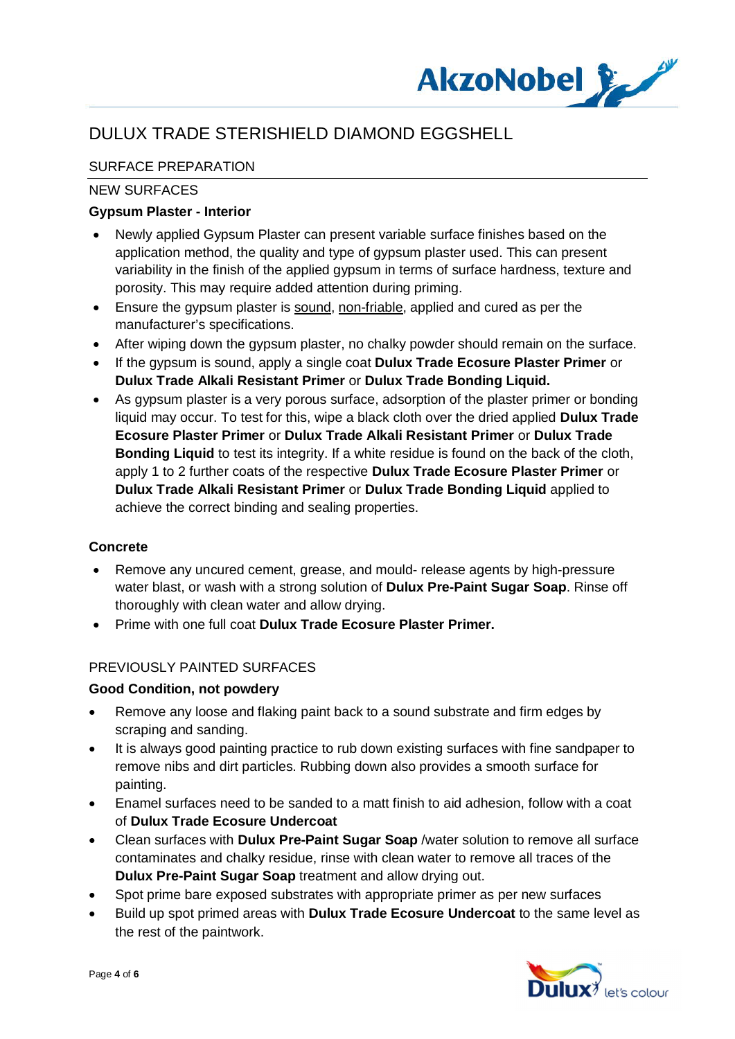# DULUX TRADE STERISHIELD DIAMOND EGGSHELL

## SURFACE PREPARATION

### NEW SURFACES

**Gypsum Plaster - Interior**

- Newly applied Gypsum Plaster can present variable surface finishes based on the application method, the quality and type of gypsum plaster used. This can present variability in the finish of the applied gypsum in terms of surface hardness, texture and porosity. This may require added attention during priming.
- Ensure the gypsum plaster is sound, non-friable, applied and cured as per the manufacturer's specifications.
- After wiping down the gypsum plaster, no chalky powder should remain on the surface.
- If the gypsum is sound, apply a single coat **Dulux Trade Ecosure Plaster Primer** or **Dulux Trade Alkali Resistant Primer** or **Dulux Trade Bonding Liquid.**
- As gypsum plaster is a very porous surface, adsorption of the plaster primer or bonding liquid may occur. To test for this, wipe a black cloth over the dried applied **Dulux Trade Ecosure Plaster Primer** or **Dulux Trade Alkali Resistant Primer** or **Dulux Trade Bonding Liquid** to test its integrity. If a white residue is found on the back of the cloth, apply 1 to 2 further coats of the respective **Dulux Trade Ecosure Plaster Primer** or **Dulux Trade Alkali Resistant Primer** or **Dulux Trade Bonding Liquid** applied to achieve the correct binding and sealing properties.

**Concrete**

- Remove any uncured cement, grease, and mould- release agents by high-pressure water blast, or wash with a strong solution of **Dulux Pre-Paint Sugar Soap**. Rinse off thoroughly with clean water and allow drying.
- Prime with one full coat **Dulux Trade Ecosure Plaster Primer.**

### PREVIOUSLY PAINTED SURFACES

**Good Condition, not powdery**

- Remove any loose and flaking paint back to a sound substrate and firm edges by scraping and sanding.
- It is always good painting practice to rub down existing surfaces with fine sandpaper to remove nibs and dirt particles. Rubbing down also provides a smooth surface for painting.
- Enamel surfaces need to be sanded to a matt finish to aid adhesion, follow with a coat of **Dulux Trade Ecosure Undercoat**
- Clean surfaces with **Dulux Pre-Paint Sugar Soap** /water solution to remove all surface contaminates and chalky residue, rinse with clean water to remove all traces of the **Dulux Pre-Paint Sugar Soap** treatment and allow drying out.
- Spot prime bare exposed substrates with appropriate primer as per new surfaces
- Build up spot primed areas with **Dulux Trade Ecosure Undercoat** to the same level as the rest of the paintwork.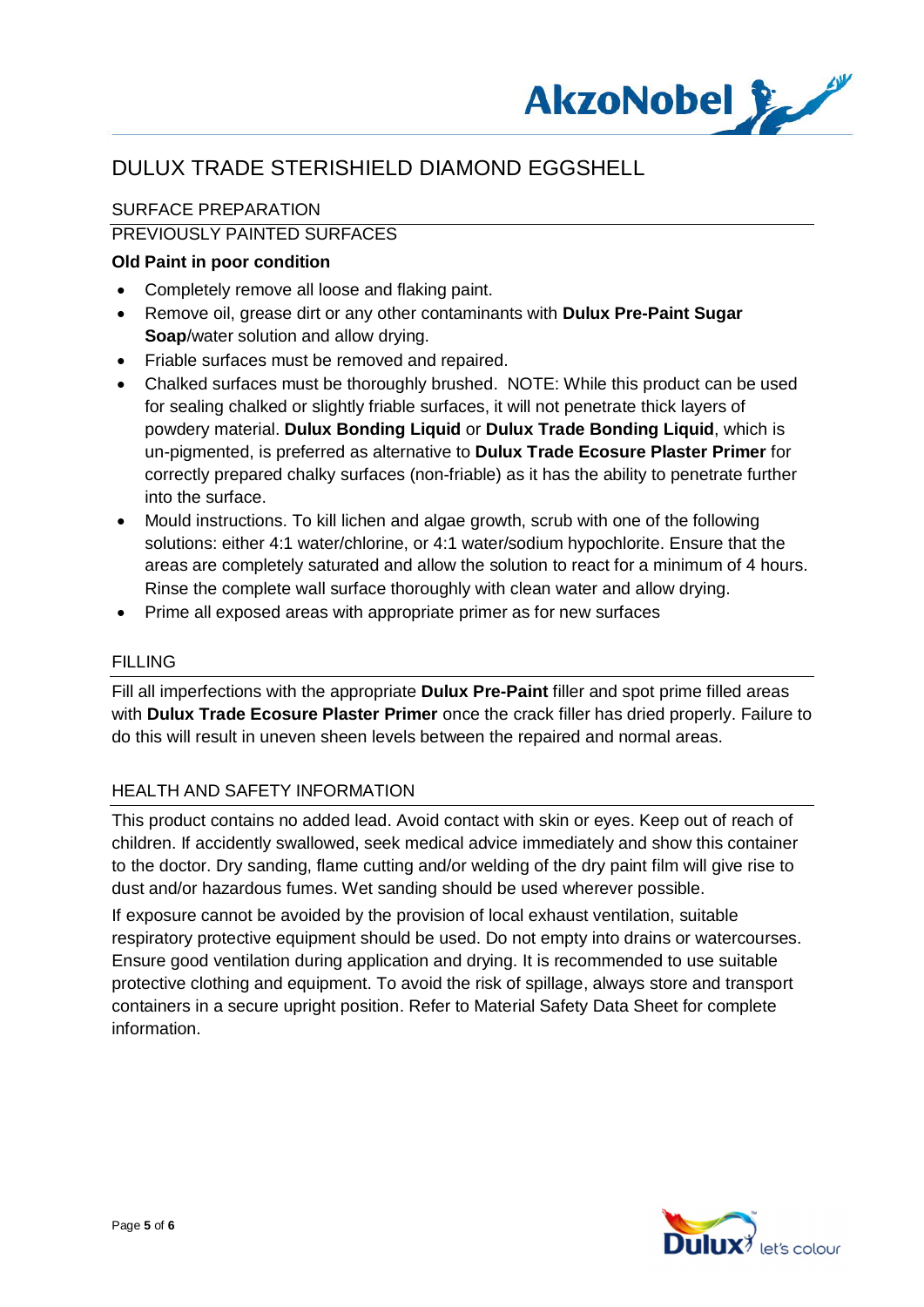# DULUX TRADE STERISHIELD DIAMOND EGGSHELL

## SURFACE PREPARATION

### PREVIOUSLY PAINTED SURFACES

**Old Paint in poor condition**

- Completely remove all loose and flaking paint.
- Remove oil, grease dirt or any other contaminants with **Dulux Pre-Paint Sugar Soap**/water solution and allow drying.
- Friable surfaces must be removed and repaired.
- Chalked surfaces must be thoroughly brushed. NOTE: While this product can be used for sealing chalked or slightly friable surfaces, it will not penetrate thick layers of powdery material. **Dulux Bonding Liquid** or **Dulux Trade Bonding Liquid**, which is un-pigmented, is preferred as alternative to **Dulux Trade Ecosure Plaster Primer** for correctly prepared chalky surfaces (non-friable) as it has the ability to penetrate further into the surface.
- Mould instructions. To kill lichen and algae growth, scrub with one of the following solutions: either 4:1 water/chlorine, or 4:1 water/sodium hypochlorite. Ensure that the areas are completely saturated and allow the solution to react for a minimum of 4 hours. Rinse the complete wall surface thoroughly with clean water and allow drying.
- Prime all exposed areas with appropriate primer as for new surfaces

## FILLING

Fill all imperfections with the appropriate **Dulux Pre-Paint** filler and spot prime filled areas with **Dulux Trade Ecosure Plaster Primer** once the crack filler has dried properly. Failure to do this will result in uneven sheen levels between the repaired and normal areas.

## HEALTH AND SAFETY INFORMATION

This product contains no added lead. Avoid contact with skin or eyes. Keep out of reach of children. If accidently swallowed, seek medical advice immediately and show this container to the doctor. Dry sanding, flame cutting and/or welding of the dry paint film will give rise to dust and/or hazardous fumes. Wet sanding should be used wherever possible.

If exposure cannot be avoided by the provision of local exhaust ventilation, suitable respiratory protective equipment should be used. Do not empty into drains or watercourses. Ensure good ventilation during application and drying. It is recommended to use suitable protective clothing and equipment. To avoid the risk of spillage, always store and transport containers in a secure upright position. Refer to Material Safety Data Sheet for complete information.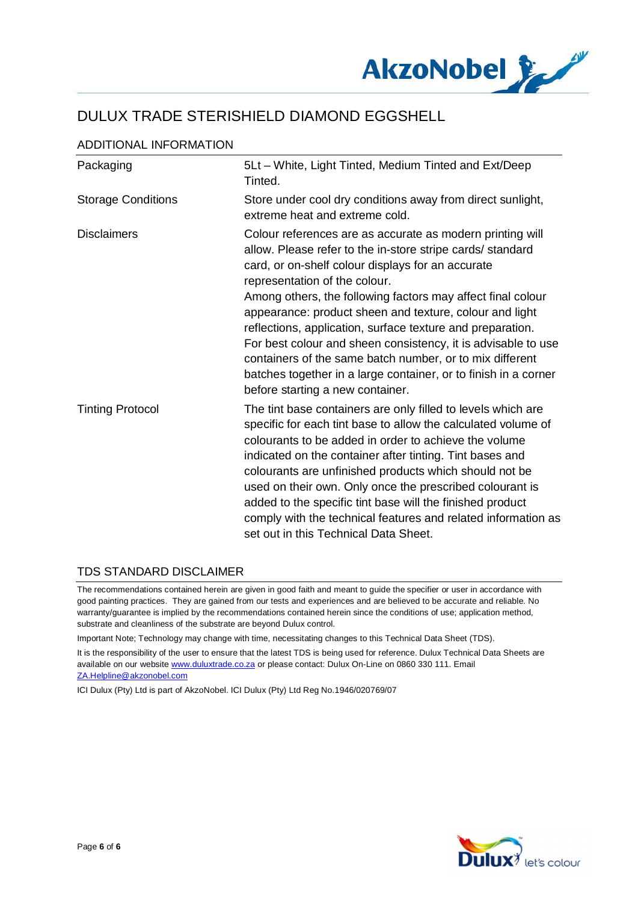# DULUX TRADE STERISHIELD DIAMOND EGGSHELL

## ADDITIONAL INFORMATION

| | |
|---|---|
| Packaging | 5Lt – White, Light Tinted, Medium Tinted and Ext/Deep Tinted. |
| Storage Conditions | Store under cool dry conditions away from direct sunlight, extreme heat and extreme cold. |
| Disclaimers | Colour references are as accurate as modern printing will allow. Please refer to the in-store stripe cards/ standard card, or on-shelf colour displays for an accurate representation of the colour. Among others, the following factors may affect final colour appearance: product sheen and texture, colour and light reflections, application, surface texture and preparation. For best colour and sheen consistency, it is advisable to use containers of the same batch number, or to mix different batches together in a large container, or to finish in a corner before starting a new container. |
| Tinting Protocol | The tint base containers are only filled to levels which are specific for each tint base to allow the calculated volume of colourants to be added in order to achieve the volume indicated on the container after tinting. Tint bases and colourants are unfinished products which should not be used on their own. Only once the prescribed colourant is added to the specific tint base will the finished product comply with the technical features and related information as set out in this Technical Data Sheet. |

## TDS STANDARD DISCLAIMER

The recommendations contained herein are given in good faith and meant to guide the specifier or user in accordance with good painting practices. They are gained from our tests and experiences and are believed to be accurate and reliable. No warranty/guarantee is implied by the recommendations contained herein since the conditions of use; application method, substrate and cleanliness of the substrate are beyond Dulux control.

Important Note; Technology may change with time, necessitating changes to this Technical Data Sheet (TDS).

It is the responsibility of the user to ensure that the latest TDS is being used for reference. Dulux Technical Data Sheets are available on our website www.duluxtrade.co.za or please contact: Dulux On-Line on 0860 330 111. Email ZA.Helpline@akzonobel.com

ICI Dulux (Pty) Ltd is part of AkzoNobel. ICI Dulux (Pty) Ltd Reg No.1946/020769/07